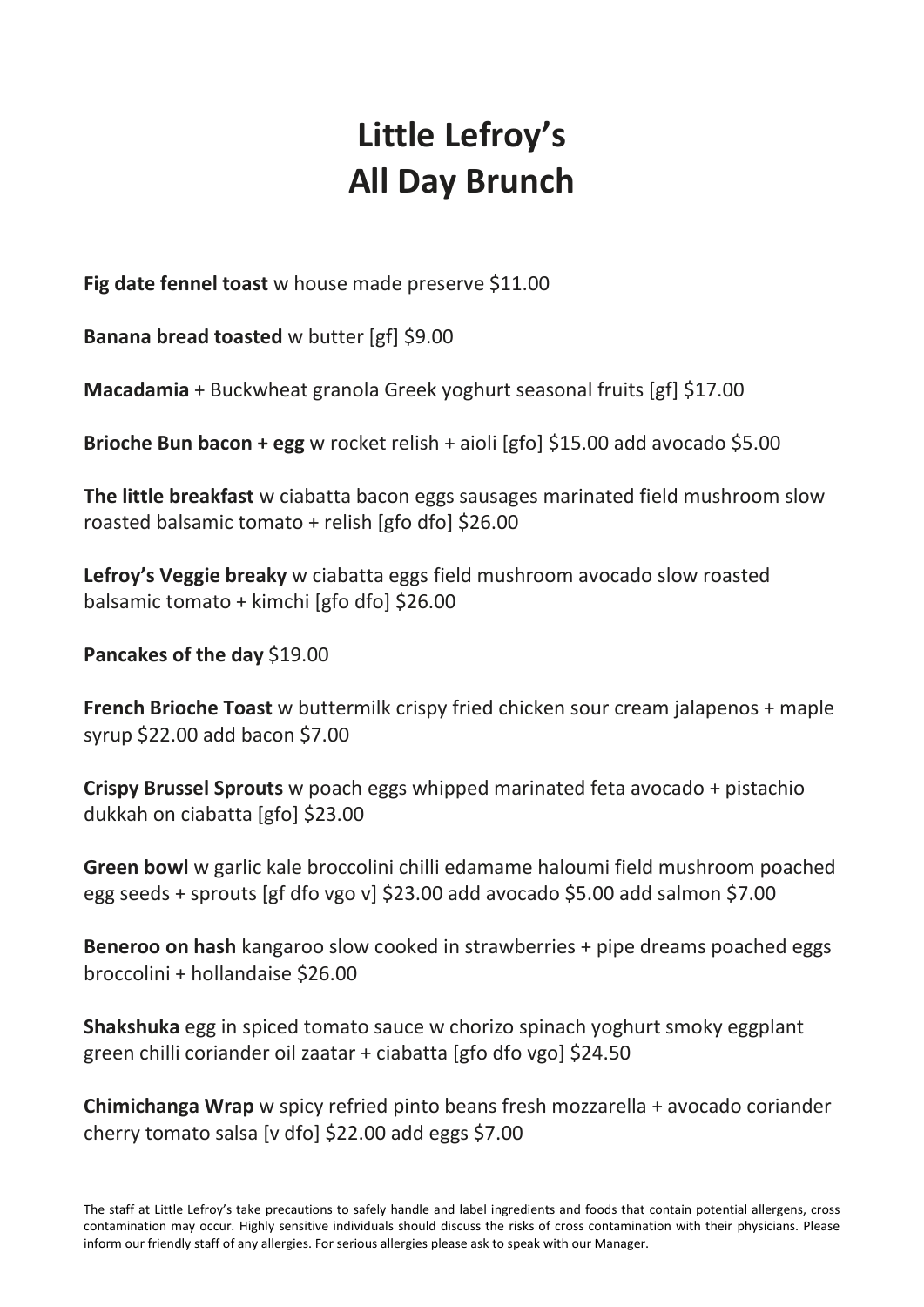# Little Lefroy's
# All Day Brunch

**Fig date fennel toast** w house made preserve $11.00

**Banana bread toasted** w butter [gf] $9.00

**Macadamia** + Buckwheat granola Greek yoghurt seasonal fruits [gf] $17.00

**Brioche Bun bacon + egg** w rocket relish + aioli [gfo] $15.00 add avocado $5.00

**The little breakfast** w ciabatta bacon eggs sausages marinated field mushroom slow roasted balsamic tomato + relish [gfo dfo] $26.00

**Lefroy's Veggie breaky** w ciabatta eggs field mushroom avocado slow roasted balsamic tomato + kimchi [gfo dfo] $26.00

**Pancakes of the day** $19.00

**French Brioche Toast** w buttermilk crispy fried chicken sour cream jalapenos + maple syrup $22.00 add bacon $7.00

**Crispy Brussel Sprouts** w poach eggs whipped marinated feta avocado + pistachio dukkah on ciabatta [gfo] $23.00

**Green bowl** w garlic kale broccolini chilli edamame haloumi field mushroom poached egg seeds + sprouts [gf dfo vgo v] $23.00 add avocado $5.00 add salmon $7.00

**Beneroo on hash** kangaroo slow cooked in strawberries + pipe dreams poached eggs broccolini + hollandaise $26.00

**Shakshuka** egg in spiced tomato sauce w chorizo spinach yoghurt smoky eggplant green chilli coriander oil zaatar + ciabatta [gfo dfo vgo] $24.50

**Chimichanga Wrap** w spicy refried pinto beans fresh mozzarella + avocado coriander cherry tomato salsa [v dfo] $22.00 add eggs $7.00

The staff at Little Lefroy's take precautions to safely handle and label ingredients and foods that contain potential allergens, cross contamination may occur. Highly sensitive individuals should discuss the risks of cross contamination with their physicians. Please inform our friendly staff of any allergies. For serious allergies please ask to speak with our Manager.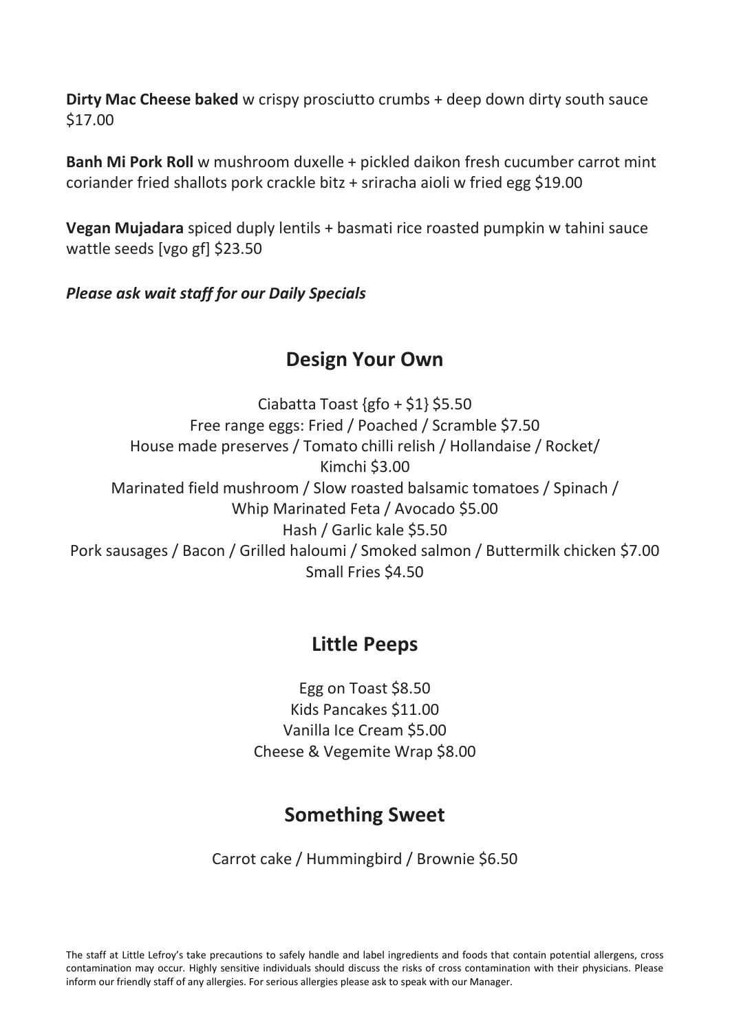**Dirty Mac Cheese baked** w crispy prosciutto crumbs + deep down dirty south sauce $17.00

**Banh Mi Pork Roll** w mushroom duxelle + pickled daikon fresh cucumber carrot mint coriander fried shallots pork crackle bitz + sriracha aioli w fried egg $19.00

**Vegan Mujadara** spiced duply lentils + basmati rice roasted pumpkin w tahini sauce wattle seeds [vgo gf] $23.50

***Please ask wait staff for our Daily Specials***

## Design Your Own

Ciabatta Toast {gfo + $1} $5.50
Free range eggs: Fried / Poached / Scramble $7.50
House made preserves / Tomato chilli relish / Hollandaise / Rocket/ Kimchi $3.00
Marinated field mushroom / Slow roasted balsamic tomatoes / Spinach / Whip Marinated Feta / Avocado $5.00
Hash / Garlic kale $5.50
Pork sausages / Bacon / Grilled haloumi / Smoked salmon / Buttermilk chicken $7.00
Small Fries $4.50

## Little Peeps

Egg on Toast $8.50
Kids Pancakes $11.00
Vanilla Ice Cream $5.00
Cheese & Vegemite Wrap $8.00

## Something Sweet

Carrot cake / Hummingbird / Brownie $6.50

The staff at Little Lefroy's take precautions to safely handle and label ingredients and foods that contain potential allergens, cross contamination may occur. Highly sensitive individuals should discuss the risks of cross contamination with their physicians. Please inform our friendly staff of any allergies. For serious allergies please ask to speak with our Manager.